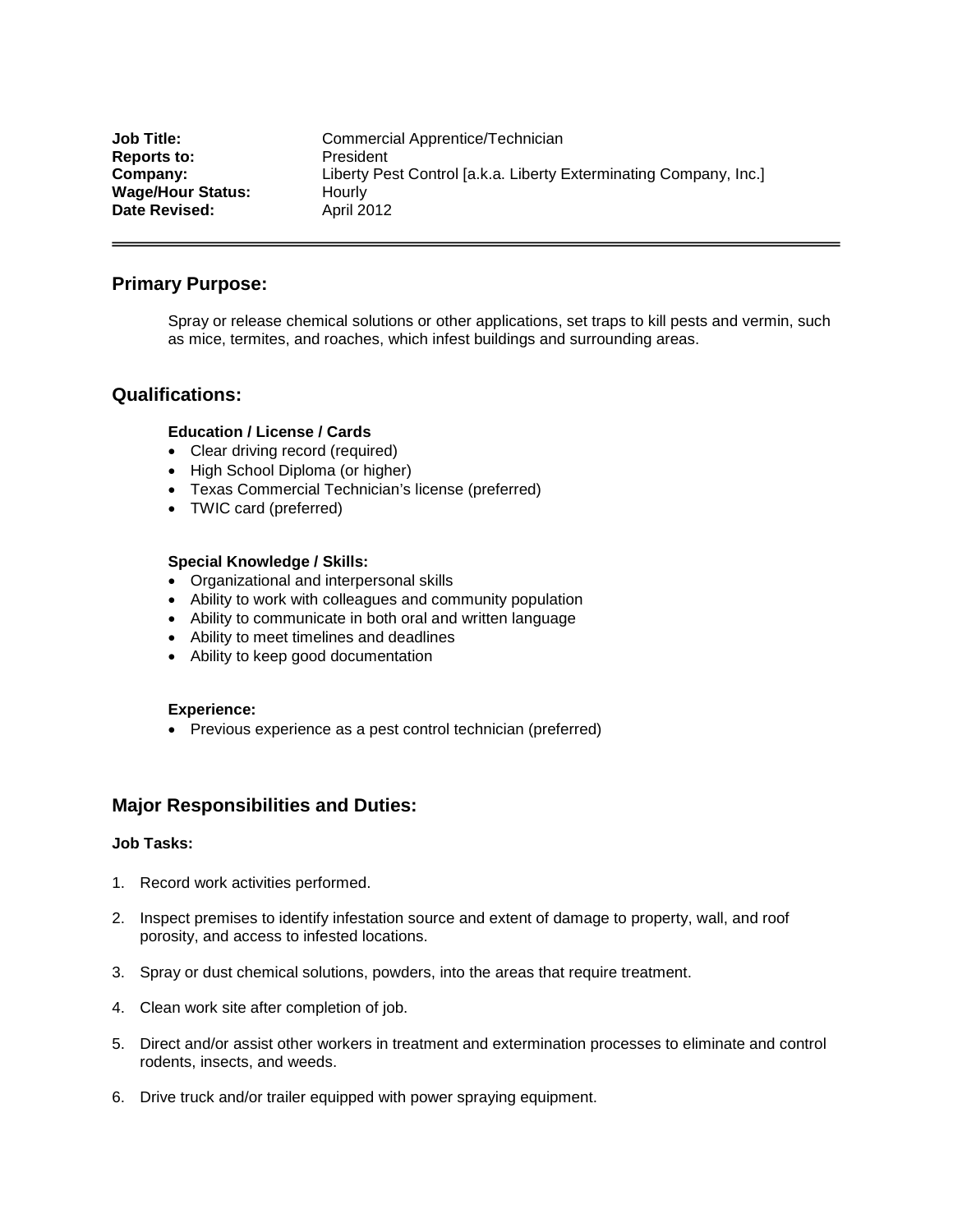| | |
|---|---|
| **Job Title:** | Commercial Apprentice/Technician |
| **Reports to:** | President |
| **Company:** | Liberty Pest Control [a.k.a. Liberty Exterminating Company, Inc.] |
| **Wage/Hour Status:** | Hourly |
| **Date Revised:** | April 2012 |

---

## Primary Purpose:

Spray or release chemical solutions or other applications, set traps to kill pests and vermin, such as mice, termites, and roaches, which infest buildings and surrounding areas.

## Qualifications:

**Education / License / Cards**

- Clear driving record (required)
- High School Diploma (or higher)
- Texas Commercial Technician's license (preferred)
- TWIC card (preferred)

**Special Knowledge / Skills:**

- Organizational and interpersonal skills
- Ability to work with colleagues and community population
- Ability to communicate in both oral and written language
- Ability to meet timelines and deadlines
- Ability to keep good documentation

**Experience:**

- Previous experience as a pest control technician (preferred)

## Major Responsibilities and Duties:

**Job Tasks:**

1. Record work activities performed.
2. Inspect premises to identify infestation source and extent of damage to property, wall, and roof porosity, and access to infested locations.
3. Spray or dust chemical solutions, powders, into the areas that require treatment.
4. Clean work site after completion of job.
5. Direct and/or assist other workers in treatment and extermination processes to eliminate and control rodents, insects, and weeds.
6. Drive truck and/or trailer equipped with power spraying equipment.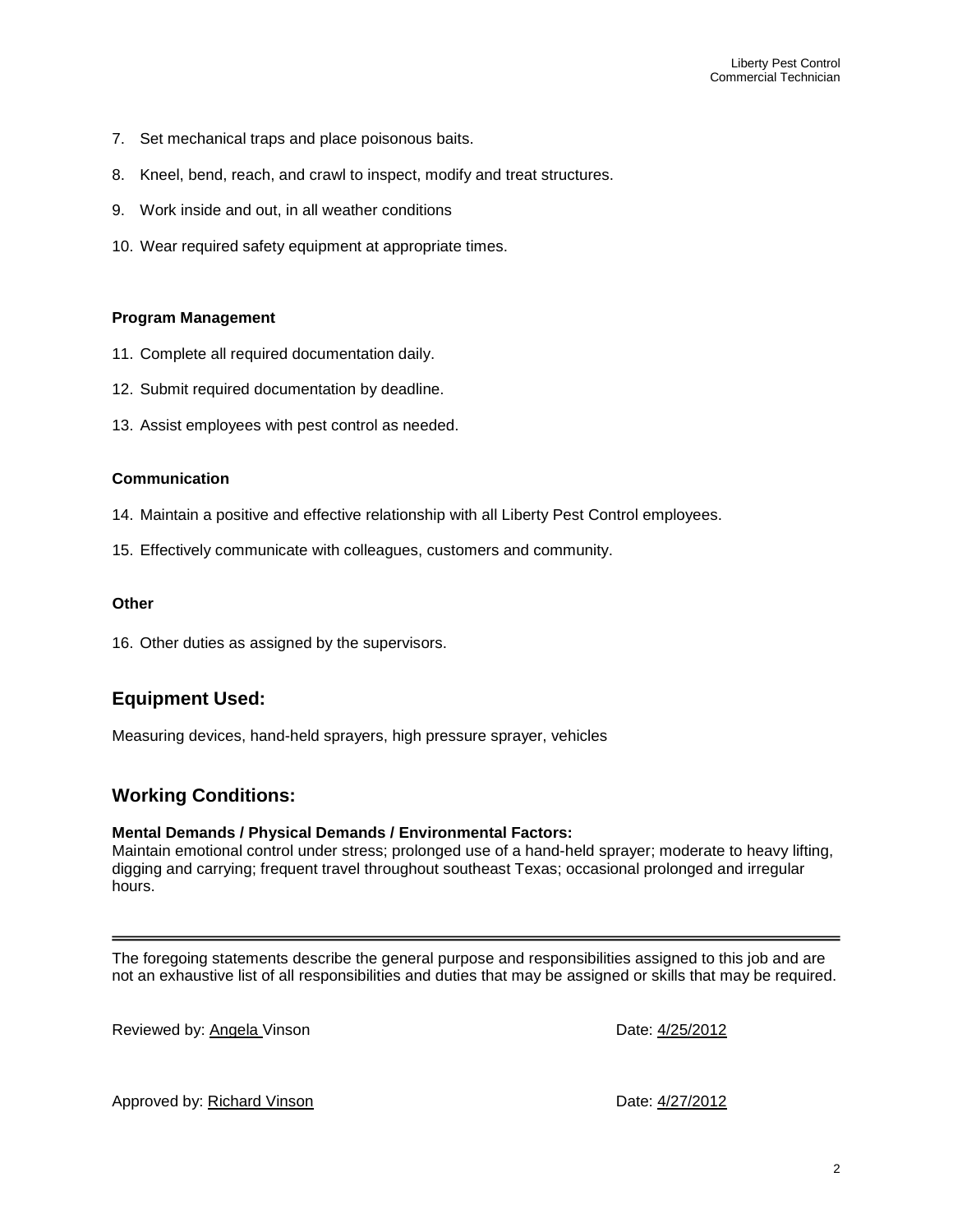7. Set mechanical traps and place poisonous baits.
8. Kneel, bend, reach, and crawl to inspect, modify and treat structures.
9. Work inside and out, in all weather conditions
10. Wear required safety equipment at appropriate times.

**Program Management**

11. Complete all required documentation daily.
12. Submit required documentation by deadline.
13. Assist employees with pest control as needed.

**Communication**

14. Maintain a positive and effective relationship with all Liberty Pest Control employees.
15. Effectively communicate with colleagues, customers and community.

**Other**

16. Other duties as assigned by the supervisors.

## Equipment Used:

Measuring devices, hand-held sprayers, high pressure sprayer, vehicles

## Working Conditions:

**Mental Demands / Physical Demands / Environmental Factors:**
Maintain emotional control under stress; prolonged use of a hand-held sprayer; moderate to heavy lifting, digging and carrying; frequent travel throughout southeast Texas; occasional prolonged and irregular hours.

---

The foregoing statements describe the general purpose and responsibilities assigned to this job and are not an exhaustive list of all responsibilities and duties that may be assigned or skills that may be required.

Reviewed by: Angela Vinson Date: 4/25/2012

Approved by: Richard Vinson Date: 4/27/2012